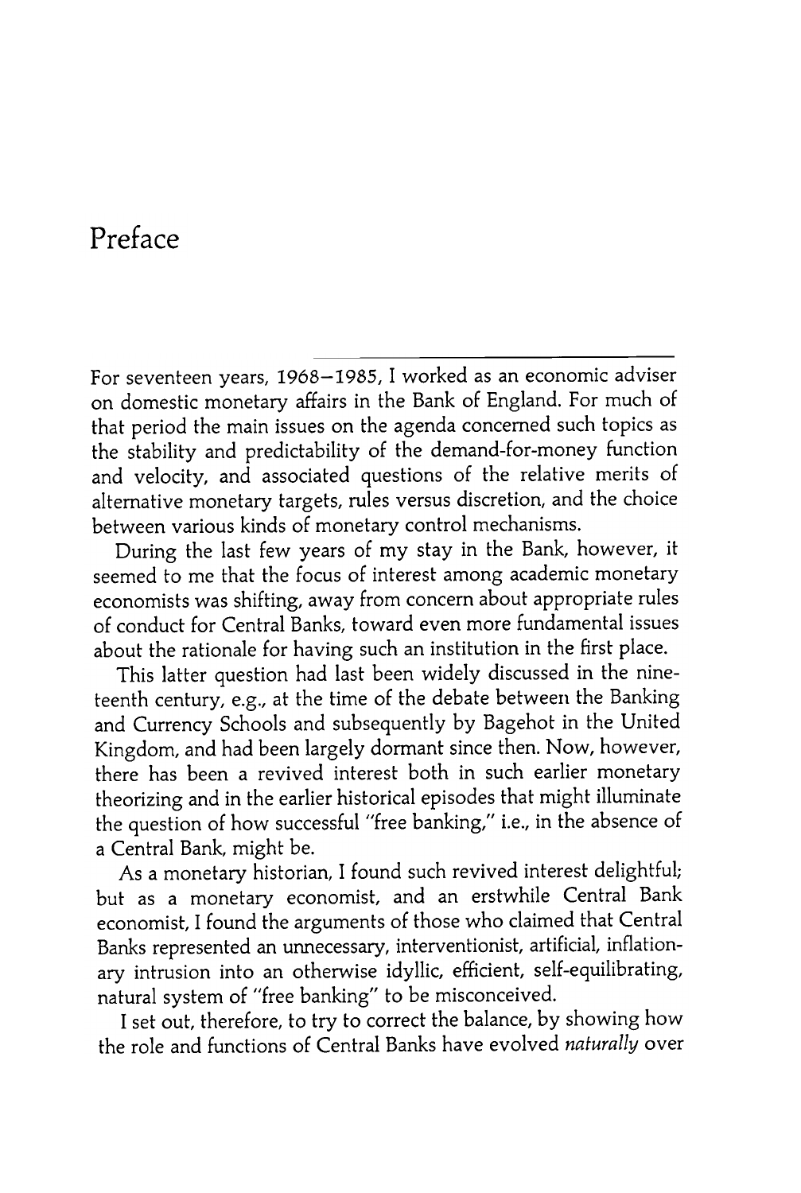# Preface

For seventeen years, 1968–1985, I worked as an economic adviser on domestic monetary affairs in the Bank of England. For much of that period the main issues on the agenda concerned such topics as the stability and predictability of the demand-for-money function and velocity, and associated questions of the relative merits of alternative monetary targets, rules versus discretion, and the choice between various kinds of monetary control mechanisms.

During the last few years of my stay in the Bank, however, it seemed to me that the focus of interest among academic monetary economists was shifting, away from concern about appropriate rules of conduct for Central Banks, toward even more fundamental issues about the rationale for having such an institution in the first place.

This latter question had last been widely discussed in the nineteenth century, e.g., at the time of the debate between the Banking and Currency Schools and subsequently by Bagehot in the United Kingdom, and had been largely dormant since then. Now, however, there has been a revived interest both in such earlier monetary theorizing and in the earlier historical episodes that might illuminate the question of how successful "free banking," i.e., in the absence of a Central Bank, might be.

As a monetary historian, I found such revived interest delightful; but as a monetary economist, and an erstwhile Central Bank economist, I found the arguments of those who claimed that Central Banks represented an unnecessary, interventionist, artificial, inflationary intrusion into an otherwise idyllic, efficient, self-equilibrating, natural system of "free banking" to be misconceived.

I set out, therefore, to try to correct the balance, by showing how the role and functions of Central Banks have evolved *naturally* over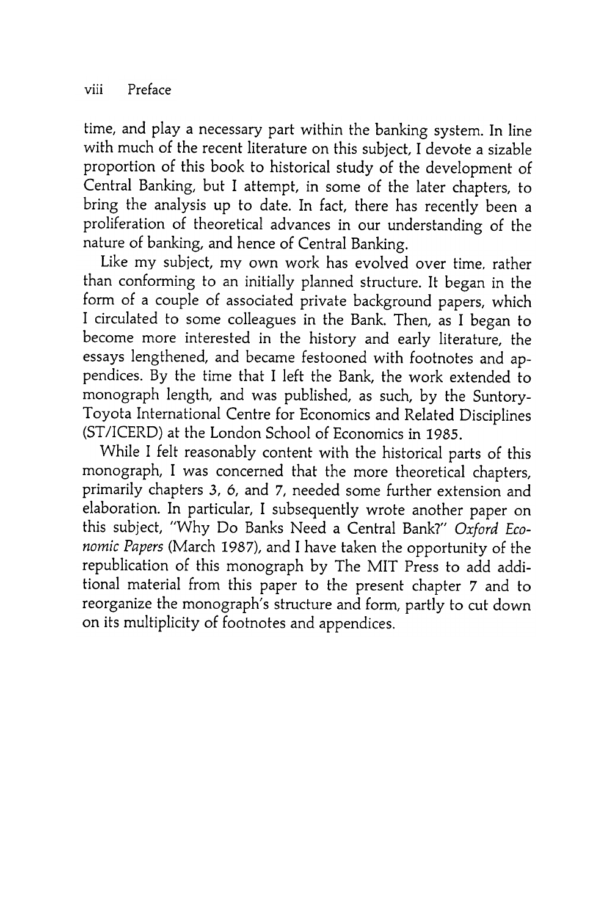time, and play a necessary part within the banking system. In line with much of the recent literature on this subject, I devote a sizable proportion of this book to historical study of the development of Central Banking, but I attempt, in some of the later chapters, to bring the analysis up to date. In fact, there has recently been a proliferation of theoretical advances in our understanding of the nature of banking, and hence of Central Banking.

Like my subject, my own work has evolved over time, rather than conforming to an initially planned structure. It began in the form of a couple of associated private background papers, which I circulated to some colleagues in the Bank. Then, as I began to become more interested in the history and early literature, the essays lengthened, and became festooned with footnotes and appendices. By the time that I left the Bank, the work extended to monograph length, and was published, as such, by the Suntory-Toyota International Centre for Economics and Related Disciplines (ST/ICERD) at the London School of Economics in 1985.

While I felt reasonably content with the historical parts of this monograph, I was concerned that the more theoretical chapters, primarily chapters 3, 6, and 7, needed some further extension and elaboration. In particular, I subsequently wrote another paper on this subject, "Why Do Banks Need a Central Bank?" *Oxford Economic Papers* (March 1987), and I have taken the opportunity of the republication of this monograph by The MIT Press to add additional material from this paper to the present chapter 7 and to reorganize the monograph's structure and form, partly to cut down on its multiplicity of footnotes and appendices.